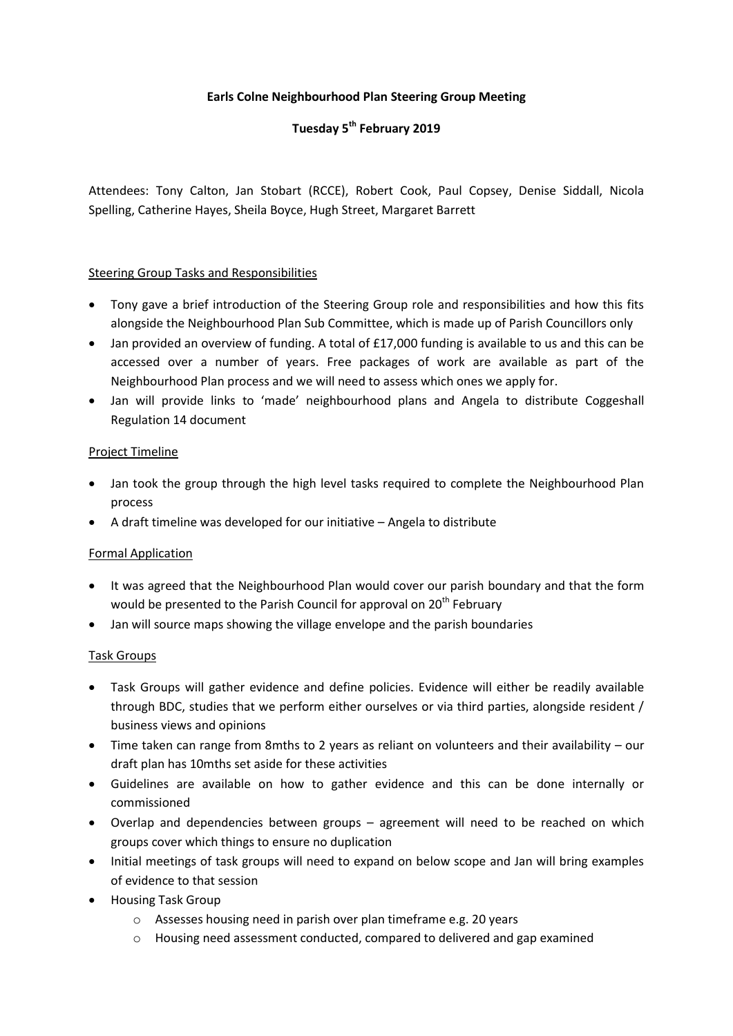**Earls Colne Neighbourhood Plan Steering Group Meeting**

**Tuesday 5th February 2019**

Attendees: Tony Calton, Jan Stobart (RCCE), Robert Cook, Paul Copsey, Denise Siddall, Nicola Spelling, Catherine Hayes, Sheila Boyce, Hugh Street, Margaret Barrett

Steering Group Tasks and Responsibilities

- Tony gave a brief introduction of the Steering Group role and responsibilities and how this fits alongside the Neighbourhood Plan Sub Committee, which is made up of Parish Councillors only
- Jan provided an overview of funding. A total of £17,000 funding is available to us and this can be accessed over a number of years. Free packages of work are available as part of the Neighbourhood Plan process and we will need to assess which ones we apply for.
- Jan will provide links to 'made' neighbourhood plans and Angela to distribute Coggeshall Regulation 14 document

Project Timeline

- Jan took the group through the high level tasks required to complete the Neighbourhood Plan process
- A draft timeline was developed for our initiative – Angela to distribute

Formal Application

- It was agreed that the Neighbourhood Plan would cover our parish boundary and that the form would be presented to the Parish Council for approval on 20th February
- Jan will source maps showing the village envelope and the parish boundaries

Task Groups

- Task Groups will gather evidence and define policies. Evidence will either be readily available through BDC, studies that we perform either ourselves or via third parties, alongside resident / business views and opinions
- Time taken can range from 8mths to 2 years as reliant on volunteers and their availability – our draft plan has 10mths set aside for these activities
- Guidelines are available on how to gather evidence and this can be done internally or commissioned
- Overlap and dependencies between groups – agreement will need to be reached on which groups cover which things to ensure no duplication
- Initial meetings of task groups will need to expand on below scope and Jan will bring examples of evidence to that session
- Housing Task Group
    - Assesses housing need in parish over plan timeframe e.g. 20 years
    - Housing need assessment conducted, compared to delivered and gap examined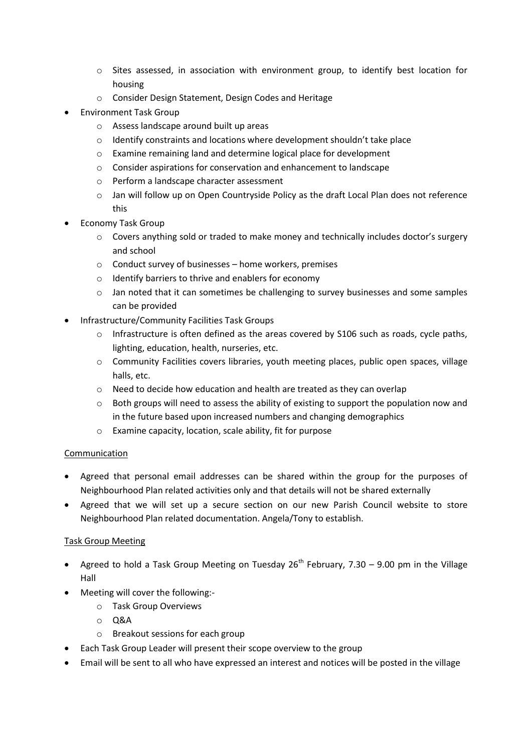- Sites assessed, in association with environment group, to identify best location for housing
    - Consider Design Statement, Design Codes and Heritage
- Environment Task Group
    - Assess landscape around built up areas
    - Identify constraints and locations where development shouldn't take place
    - Examine remaining land and determine logical place for development
    - Consider aspirations for conservation and enhancement to landscape
    - Perform a landscape character assessment
    - Jan will follow up on Open Countryside Policy as the draft Local Plan does not reference this
- Economy Task Group
    - Covers anything sold or traded to make money and technically includes doctor's surgery and school
    - Conduct survey of businesses – home workers, premises
    - Identify barriers to thrive and enablers for economy
    - Jan noted that it can sometimes be challenging to survey businesses and some samples can be provided
- Infrastructure/Community Facilities Task Groups
    - Infrastructure is often defined as the areas covered by S106 such as roads, cycle paths, lighting, education, health, nurseries, etc.
    - Community Facilities covers libraries, youth meeting places, public open spaces, village halls, etc.
    - Need to decide how education and health are treated as they can overlap
    - Both groups will need to assess the ability of existing to support the population now and in the future based upon increased numbers and changing demographics
    - Examine capacity, location, scale ability, fit for purpose

<u>Communication</u>

- Agreed that personal email addresses can be shared within the group for the purposes of Neighbourhood Plan related activities only and that details will not be shared externally
- Agreed that we will set up a secure section on our new Parish Council website to store Neighbourhood Plan related documentation. Angela/Tony to establish.

<u>Task Group Meeting</u>

- Agreed to hold a Task Group Meeting on Tuesday 26th February, 7.30 – 9.00 pm in the Village Hall
- Meeting will cover the following:-
    - Task Group Overviews
    - Q&A
    - Breakout sessions for each group
- Each Task Group Leader will present their scope overview to the group
- Email will be sent to all who have expressed an interest and notices will be posted in the village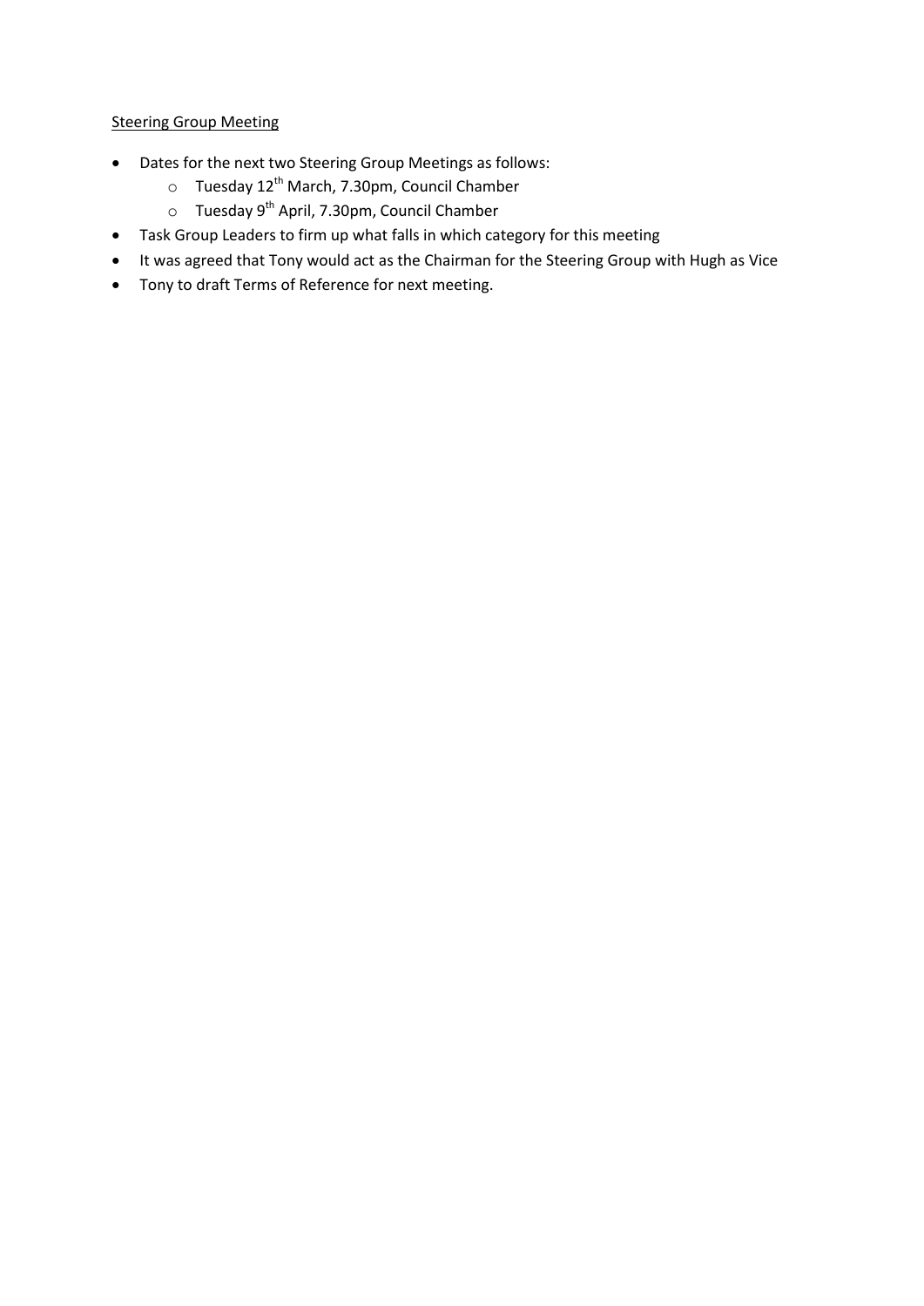Steering Group Meeting

- Dates for the next two Steering Group Meetings as follows:
  - Tuesday 12th March, 7.30pm, Council Chamber
  - Tuesday 9th April, 7.30pm, Council Chamber
- Task Group Leaders to firm up what falls in which category for this meeting
- It was agreed that Tony would act as the Chairman for the Steering Group with Hugh as Vice
- Tony to draft Terms of Reference for next meeting.